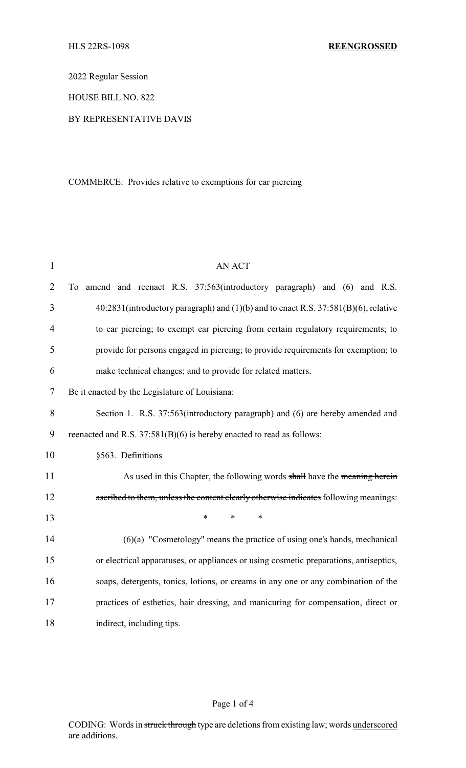HLS 22RS-1098 **REENGROSSED**

2022 Regular Session

HOUSE BILL NO. 822

BY REPRESENTATIVE DAVIS

COMMERCE: Provides relative to exemptions for ear piercing

AN ACT

To amend and reenact R.S. 37:563(introductory paragraph) and (6) and R.S. 40:2831(introductory paragraph) and (1)(b) and to enact R.S. 37:581(B)(6), relative to ear piercing; to exempt ear piercing from certain regulatory requirements; to provide for persons engaged in piercing; to provide requirements for exemption; to make technical changes; and to provide for related matters.

Be it enacted by the Legislature of Louisiana:

Section 1. R.S. 37:563(introductory paragraph) and (6) are hereby amended and reenacted and R.S. 37:581(B)(6) is hereby enacted to read as follows:

§563. Definitions

As used in this Chapter, the following words ~~shall~~ have the ~~meaning herein ascribed to them, unless the content clearly otherwise indicates~~ following meanings:

\* \* \*

(6)(a) "Cosmetology" means the practice of using one's hands, mechanical or electrical apparatuses, or appliances or using cosmetic preparations, antiseptics, soaps, detergents, tonics, lotions, or creams in any one or any combination of the practices of esthetics, hair dressing, and manicuring for compensation, direct or indirect, including tips.

CODING: Words in ~~struck through~~ type are deletions from existing law; words underscored are additions.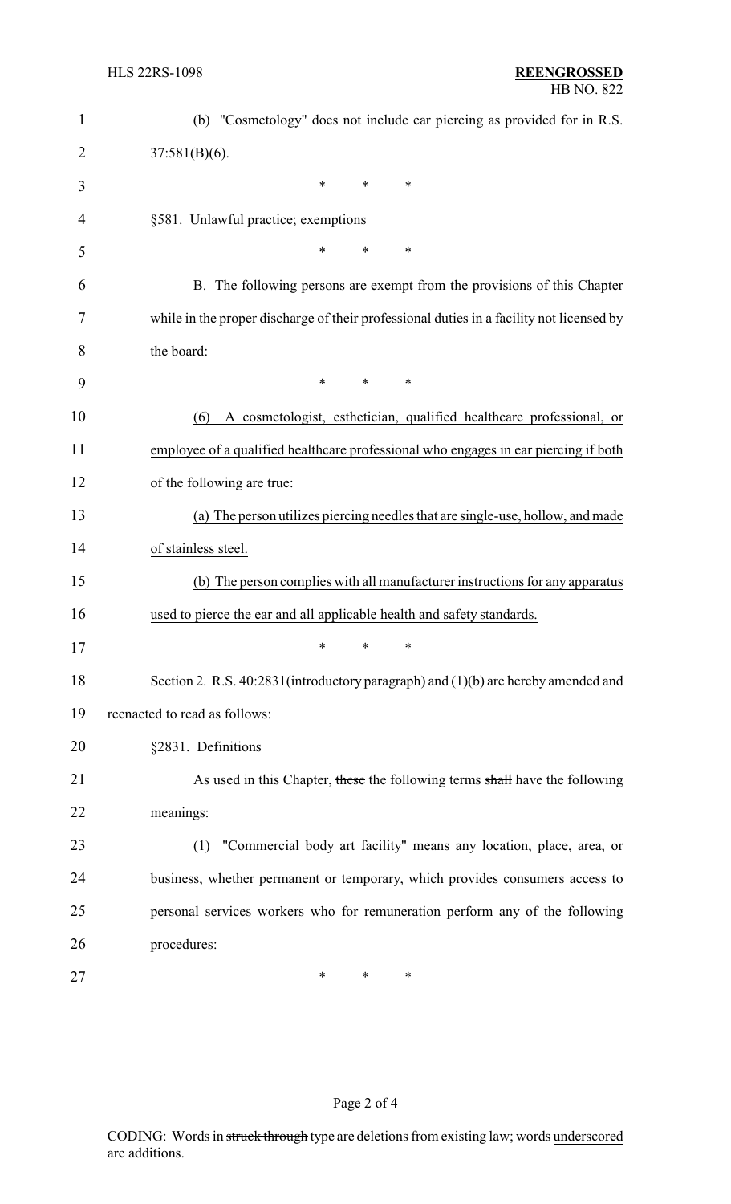(b) "Cosmetology" does not include ear piercing as provided for in R.S. 37:581(B)(6).

\* \* \*

§581. Unlawful practice; exemptions

\* \* \*

B. The following persons are exempt from the provisions of this Chapter while in the proper discharge of their professional duties in a facility not licensed by the board:

\* \* \*

(6) A cosmetologist, esthetician, qualified healthcare professional, or employee of a qualified healthcare professional who engages in ear piercing if both of the following are true:

(a) The person utilizes piercing needles that are single-use, hollow, and made of stainless steel.

(b) The person complies with all manufacturer instructions for any apparatus used to pierce the ear and all applicable health and safety standards.

\* \* \*

Section 2. R.S. 40:2831(introductory paragraph) and (1)(b) are hereby amended and reenacted to read as follows:

§2831. Definitions

As used in this Chapter, ~~these~~ the following terms ~~shall~~ have the following meanings:

(1) "Commercial body art facility" means any location, place, area, or business, whether permanent or temporary, which provides consumers access to personal services workers who for remuneration perform any of the following procedures:

\* \* \*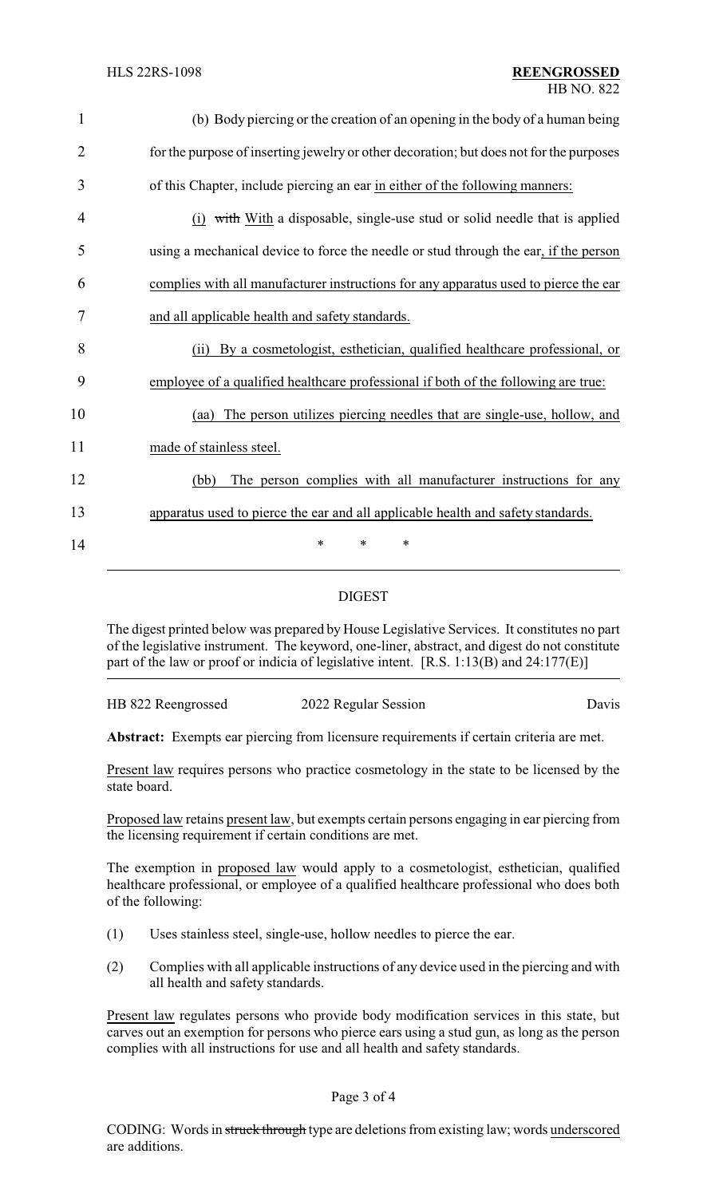(b) Body piercing or the creation of an opening in the body of a human being for the purpose of inserting jewelry or other decoration; but does not for the purposes of this Chapter, include piercing an ear in either of the following manners:

(i) ~~with~~ With a disposable, single-use stud or solid needle that is applied using a mechanical device to force the needle or stud through the ear, if the person complies with all manufacturer instructions for any apparatus used to pierce the ear and all applicable health and safety standards.

(ii) By a cosmetologist, esthetician, qualified healthcare professional, or employee of a qualified healthcare professional if both of the following are true:

(aa) The person utilizes piercing needles that are single-use, hollow, and made of stainless steel.

(bb) The person complies with all manufacturer instructions for any apparatus used to pierce the ear and all applicable health and safety standards.

\* \* \*

## DIGEST

The digest printed below was prepared by House Legislative Services. It constitutes no part of the legislative instrument. The keyword, one-liner, abstract, and digest do not constitute part of the law or proof or indicia of legislative intent. [R.S. 1:13(B) and 24:177(E)]

HB 822 Reengrossed — 2022 Regular Session — Davis

**Abstract:** Exempts ear piercing from licensure requirements if certain criteria are met.

Present law requires persons who practice cosmetology in the state to be licensed by the state board.

Proposed law retains present law, but exempts certain persons engaging in ear piercing from the licensing requirement if certain conditions are met.

The exemption in proposed law would apply to a cosmetologist, esthetician, qualified healthcare professional, or employee of a qualified healthcare professional who does both of the following:

(1) Uses stainless steel, single-use, hollow needles to pierce the ear.

(2) Complies with all applicable instructions of any device used in the piercing and with all health and safety standards.

Present law regulates persons who provide body modification services in this state, but carves out an exemption for persons who pierce ears using a stud gun, as long as the person complies with all instructions for use and all health and safety standards.

CODING: Words in ~~struck through~~ type are deletions from existing law; words underscored are additions.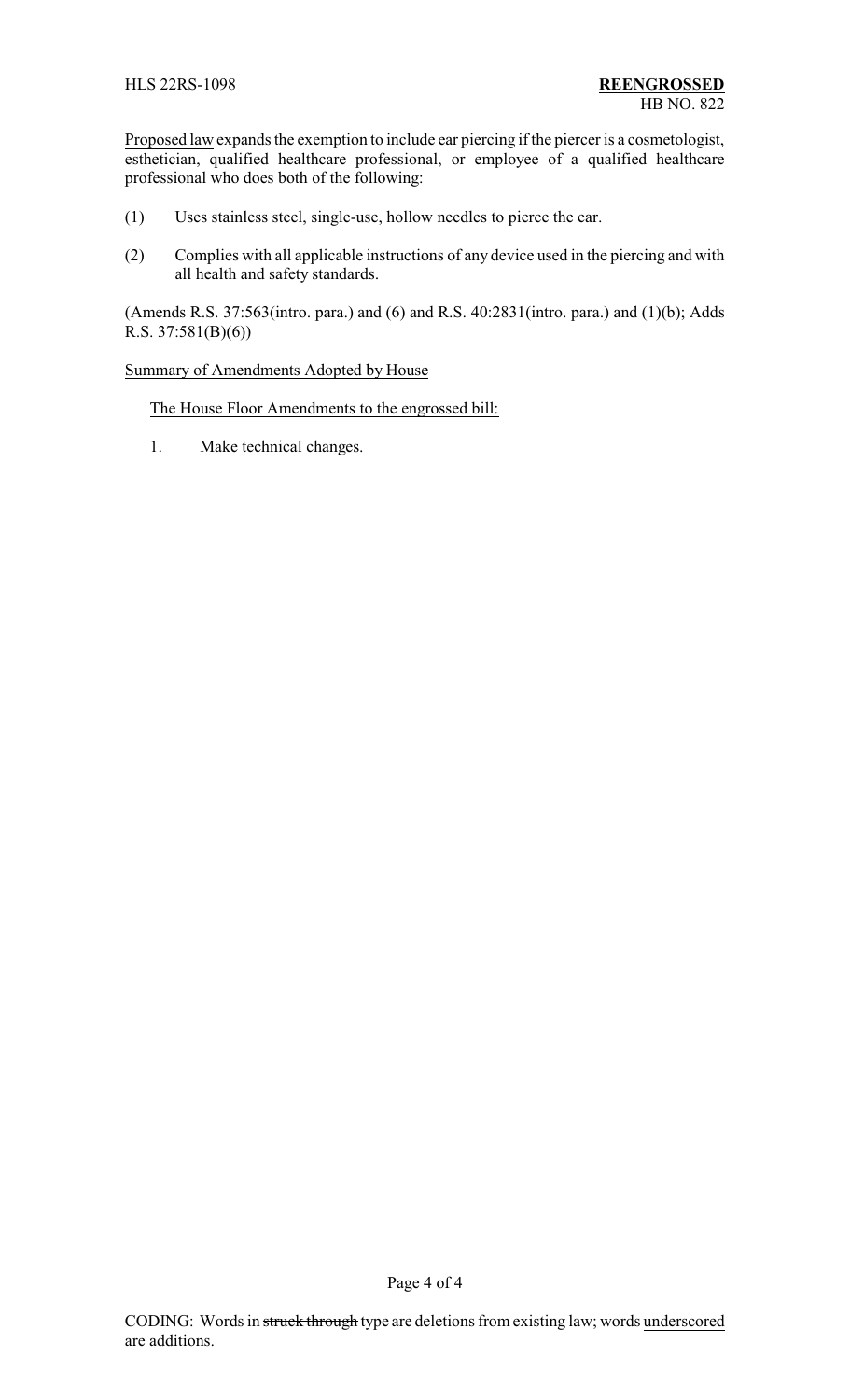<u>Proposed law</u> expands the exemption to include ear piercing if the piercer is a cosmetologist, esthetician, qualified healthcare professional, or employee of a qualified healthcare professional who does both of the following:

(1) Uses stainless steel, single-use, hollow needles to pierce the ear.

(2) Complies with all applicable instructions of any device used in the piercing and with all health and safety standards.

(Amends R.S. 37:563(intro. para.) and (6) and R.S. 40:2831(intro. para.) and (1)(b); Adds R.S. 37:581(B)(6))

<u>Summary of Amendments Adopted by House</u>

<u>The House Floor Amendments to the engrossed bill:</u>

1. Make technical changes.

CODING: Words in ~~struck through~~ type are deletions from existing law; words <u>underscored</u> are additions.